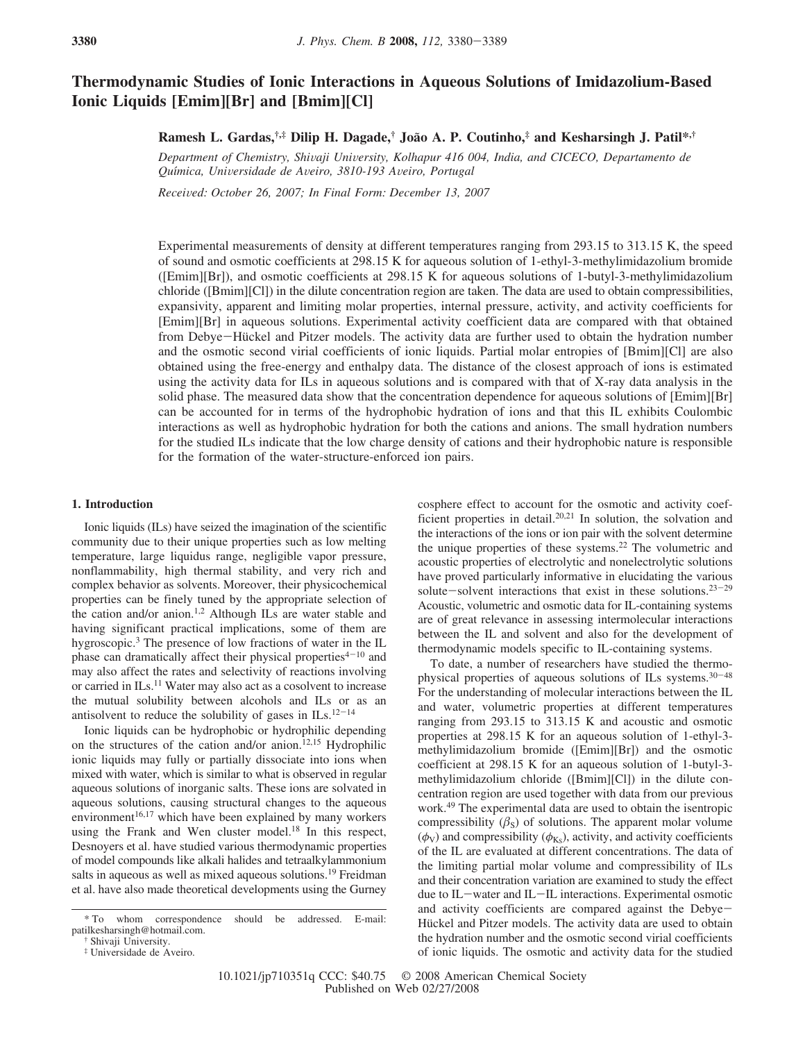# Thermodynamic Studies of Ionic Interactions in Aqueous Solutions of Imidazolium-Based Ionic Liquids [Emim][Br] and [Bmim][Cl]

**Ramesh L. Gardas,[†,‡] Dilip H. Dagade,[†] João A. P. Coutinho,[‡] and Kesharsingh J. Patil*,[†]**

*Department of Chemistry, Shivaji University, Kolhapur 416 004, India, and CICECO, Departamento de Química, Universidade de Aveiro, 3810-193 Aveiro, Portugal*

*Received: October 26, 2007; In Final Form: December 13, 2007*

Experimental measurements of density at different temperatures ranging from 293.15 to 313.15 K, the speed of sound and osmotic coefficients at 298.15 K for aqueous solution of 1-ethyl-3-methylimidazolium bromide ([Emim][Br]), and osmotic coefficients at 298.15 K for aqueous solutions of 1-butyl-3-methylimidazolium chloride ([Bmim][Cl]) in the dilute concentration region are taken. The data are used to obtain compressibilities, expansivity, apparent and limiting molar properties, internal pressure, activity, and activity coefficients for [Emim][Br] in aqueous solutions. Experimental activity coefficient data are compared with that obtained from Debye–Hückel and Pitzer models. The activity data are further used to obtain the hydration number and the osmotic second virial coefficients of ionic liquids. Partial molar entropies of [Bmim][Cl] are also obtained using the free-energy and enthalpy data. The distance of the closest approach of ions is estimated using the activity data for ILs in aqueous solutions and is compared with that of X-ray data analysis in the solid phase. The measured data show that the concentration dependence for aqueous solutions of [Emim][Br] can be accounted for in terms of the hydrophobic hydration of ions and that this IL exhibits Coulombic interactions as well as hydrophobic hydration for both the cations and anions. The small hydration numbers for the studied ILs indicate that the low charge density of cations and their hydrophobic nature is responsible for the formation of the water-structure-enforced ion pairs.

## 1. Introduction

Ionic liquids (ILs) have seized the imagination of the scientific community due to their unique properties such as low melting temperature, large liquidus range, negligible vapor pressure, nonflammability, high thermal stability, and very rich and complex behavior as solvents. Moreover, their physicochemical properties can be finely tuned by the appropriate selection of the cation and/or anion.[1,2] Although ILs are water stable and having significant practical implications, some of them are hygroscopic.[3] The presence of low fractions of water in the IL phase can dramatically affect their physical properties[4–10] and may also affect the rates and selectivity of reactions involving or carried in ILs.[11] Water may also act as a cosolvent to increase the mutual solubility between alcohols and ILs or as an antisolvent to reduce the solubility of gases in ILs.[12–14]

Ionic liquids can be hydrophobic or hydrophilic depending on the structures of the cation and/or anion.[12,15] Hydrophilic ionic liquids may fully or partially dissociate into ions when mixed with water, which is similar to what is observed in regular aqueous solutions of inorganic salts. These ions are solvated in aqueous solutions, causing structural changes to the aqueous environment[16,17] which have been explained by many workers using the Frank and Wen cluster model.[18] In this respect, Desnoyers et al. have studied various thermodynamic properties of model compounds like alkali halides and tetraalkylammonium salts in aqueous as well as mixed aqueous solutions.[19] Freidman et al. have also made theoretical developments using the Gurney cosphere effect to account for the osmotic and activity coefficient properties in detail.[20,21] In solution, the solvation and the interactions of the ions or ion pair with the solvent determine the unique properties of these systems.[22] The volumetric and acoustic properties of electrolytic and nonelectrolytic solutions have proved particularly informative in elucidating the various solute–solvent interactions that exist in these solutions.[23–29] Acoustic, volumetric and osmotic data for IL-containing systems are of great relevance in assessing intermolecular interactions between the IL and solvent and also for the development of thermodynamic models specific to IL-containing systems.

To date, a number of researchers have studied the thermophysical properties of aqueous solutions of ILs systems.[30–48] For the understanding of molecular interactions between the IL and water, volumetric properties at different temperatures ranging from 293.15 to 313.15 K and acoustic and osmotic properties at 298.15 K for an aqueous solution of 1-ethyl-3-methylimidazolium bromide ([Emim][Br]) and the osmotic coefficient at 298.15 K for an aqueous solution of 1-butyl-3-methylimidazolium chloride ([Bmim][Cl]) in the dilute concentration region are used together with data from our previous work.[49] The experimental data are used to obtain the isentropic compressibility ($\beta_S$) of solutions. The apparent molar volume ($\phi_V$) and compressibility ($\phi_{K_S}$), activity, and activity coefficients of the IL are evaluated at different concentrations. The data of the limiting partial molar volume and compressibility of ILs and their concentration variation are examined to study the effect due to IL–water and IL–IL interactions. Experimental osmotic and activity coefficients are compared against the Debye–Hückel and Pitzer models. The activity data are used to obtain the hydration number and the osmotic second virial coefficients of ionic liquids. The osmotic and activity data for the studied

\* To whom correspondence should be addressed. E-mail: patilkesharsingh@hotmail.com.

† Shivaji University.

‡ Universidade de Aveiro.

10.1021/jp710351q CCC: $40.75 © 2008 American Chemical Society
Published on Web 02/27/2008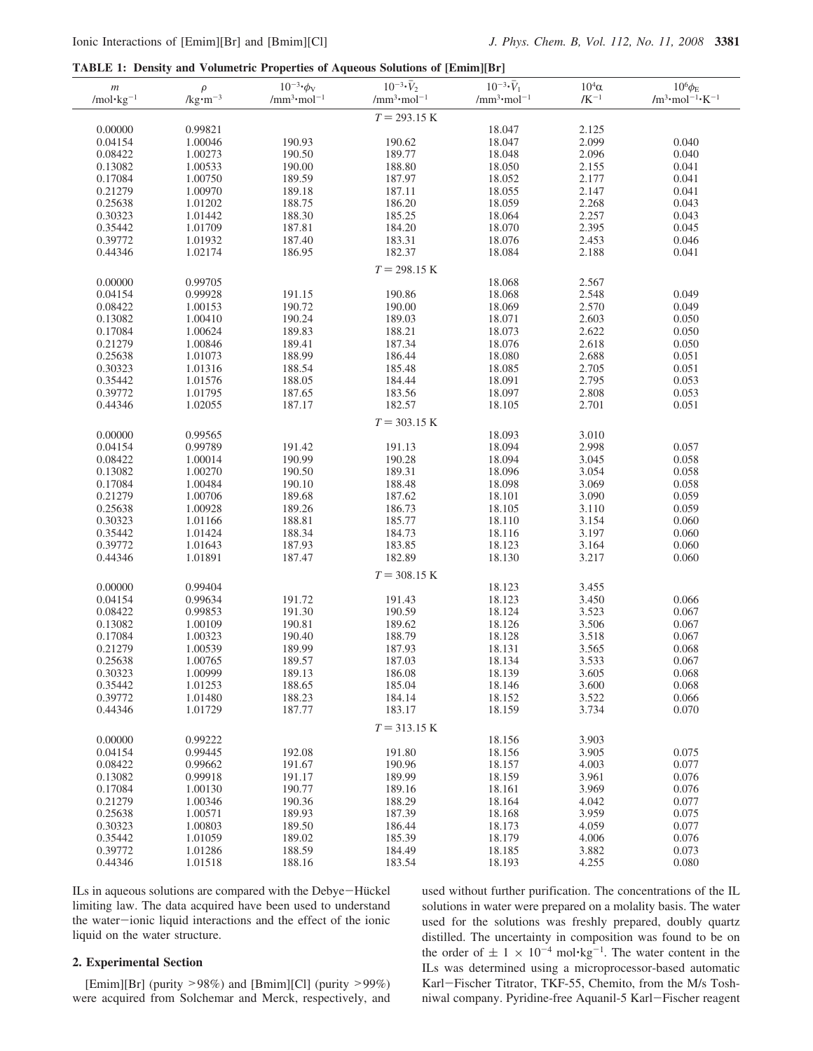**TABLE 1: Density and Volumetric Properties of Aqueous Solutions of [Emim][Br]**

| $m$ /mol·kg$^{-1}$ | $\rho$ /kg·m$^{-3}$ | $10^{-3}\cdot\phi_V$ /mm$^3$·mol$^{-1}$ | $10^{-3}\cdot\bar{V}_2$ /mm$^3$·mol$^{-1}$ | $10^{-3}\cdot\bar{V}_1$ /mm$^3$·mol$^{-1}$ | $10^4\alpha$ /K$^{-1}$ | $10^6\phi_E$ /m$^3$·mol$^{-1}$·K$^{-1}$ |
|---|---|---|---|---|---|---|
| | | | $T = 293.15$ K | | | |
| 0.00000 | 0.99821 | | | 18.047 | 2.125 | |
| 0.04154 | 1.00046 | 190.93 | 190.62 | 18.047 | 2.099 | 0.040 |
| 0.08422 | 1.00273 | 190.50 | 189.77 | 18.048 | 2.096 | 0.040 |
| 0.13082 | 1.00533 | 190.00 | 188.80 | 18.050 | 2.155 | 0.041 |
| 0.17084 | 1.00750 | 189.59 | 187.97 | 18.052 | 2.177 | 0.041 |
| 0.21279 | 1.00970 | 189.18 | 187.11 | 18.055 | 2.147 | 0.041 |
| 0.25638 | 1.01202 | 188.75 | 186.20 | 18.059 | 2.268 | 0.043 |
| 0.30323 | 1.01442 | 188.30 | 185.25 | 18.064 | 2.257 | 0.043 |
| 0.35442 | 1.01709 | 187.81 | 184.20 | 18.070 | 2.395 | 0.045 |
| 0.39772 | 1.01932 | 187.40 | 183.31 | 18.076 | 2.453 | 0.046 |
| 0.44346 | 1.02174 | 186.95 | 182.37 | 18.084 | 2.188 | 0.041 |
| | | | $T = 298.15$ K | | | |
| 0.00000 | 0.99705 | | | 18.068 | 2.567 | |
| 0.04154 | 0.99928 | 191.15 | 190.86 | 18.068 | 2.548 | 0.049 |
| 0.08422 | 1.00153 | 190.72 | 190.00 | 18.069 | 2.570 | 0.049 |
| 0.13082 | 1.00410 | 190.24 | 189.03 | 18.071 | 2.603 | 0.050 |
| 0.17084 | 1.00624 | 189.83 | 188.21 | 18.073 | 2.622 | 0.050 |
| 0.21279 | 1.00846 | 189.41 | 187.34 | 18.076 | 2.618 | 0.050 |
| 0.25638 | 1.01073 | 188.99 | 186.44 | 18.080 | 2.688 | 0.051 |
| 0.30323 | 1.01316 | 188.54 | 185.48 | 18.085 | 2.705 | 0.051 |
| 0.35442 | 1.01576 | 188.05 | 184.44 | 18.091 | 2.795 | 0.053 |
| 0.39772 | 1.01795 | 187.65 | 183.56 | 18.097 | 2.808 | 0.053 |
| 0.44346 | 1.02055 | 187.17 | 182.57 | 18.105 | 2.701 | 0.051 |
| | | | $T = 303.15$ K | | | |
| 0.00000 | 0.99565 | | | 18.093 | 3.010 | |
| 0.04154 | 0.99789 | 191.42 | 191.13 | 18.094 | 2.998 | 0.057 |
| 0.08422 | 1.00014 | 190.99 | 190.28 | 18.094 | 3.045 | 0.058 |
| 0.13082 | 1.00270 | 190.50 | 189.31 | 18.096 | 3.054 | 0.058 |
| 0.17084 | 1.00484 | 190.10 | 188.48 | 18.098 | 3.069 | 0.058 |
| 0.21279 | 1.00706 | 189.68 | 187.62 | 18.101 | 3.090 | 0.059 |
| 0.25638 | 1.00928 | 189.26 | 186.73 | 18.105 | 3.110 | 0.059 |
| 0.30323 | 1.01166 | 188.81 | 185.77 | 18.110 | 3.154 | 0.060 |
| 0.35442 | 1.01424 | 188.34 | 184.73 | 18.116 | 3.197 | 0.060 |
| 0.39772 | 1.01643 | 187.93 | 183.85 | 18.123 | 3.164 | 0.060 |
| 0.44346 | 1.01891 | 187.47 | 182.89 | 18.130 | 3.217 | 0.060 |
| | | | $T = 308.15$ K | | | |
| 0.00000 | 0.99404 | | | 18.123 | 3.455 | |
| 0.04154 | 0.99634 | 191.72 | 191.43 | 18.123 | 3.450 | 0.066 |
| 0.08422 | 0.99853 | 191.30 | 190.59 | 18.124 | 3.523 | 0.067 |
| 0.13082 | 1.00109 | 190.81 | 189.62 | 18.126 | 3.506 | 0.067 |
| 0.17084 | 1.00323 | 190.40 | 188.79 | 18.128 | 3.518 | 0.067 |
| 0.21279 | 1.00539 | 189.99 | 187.93 | 18.131 | 3.565 | 0.068 |
| 0.25638 | 1.00765 | 189.57 | 187.03 | 18.134 | 3.533 | 0.067 |
| 0.30323 | 1.00999 | 189.13 | 186.08 | 18.139 | 3.605 | 0.068 |
| 0.35442 | 1.01253 | 188.65 | 185.04 | 18.146 | 3.600 | 0.068 |
| 0.39772 | 1.01480 | 188.23 | 184.14 | 18.152 | 3.522 | 0.066 |
| 0.44346 | 1.01729 | 187.77 | 183.17 | 18.159 | 3.734 | 0.070 |
| | | | $T = 313.15$ K | | | |
| 0.00000 | 0.99222 | | | 18.156 | 3.903 | |
| 0.04154 | 0.99445 | 192.08 | 191.80 | 18.156 | 3.905 | 0.075 |
| 0.08422 | 0.99662 | 191.67 | 190.96 | 18.157 | 4.003 | 0.077 |
| 0.13082 | 0.99918 | 191.17 | 189.99 | 18.159 | 3.961 | 0.076 |
| 0.17084 | 1.00130 | 190.77 | 189.16 | 18.161 | 3.969 | 0.076 |
| 0.21279 | 1.00346 | 190.36 | 188.29 | 18.164 | 4.042 | 0.077 |
| 0.25638 | 1.00571 | 189.93 | 187.39 | 18.168 | 3.959 | 0.075 |
| 0.30323 | 1.00803 | 189.50 | 186.44 | 18.173 | 4.059 | 0.077 |
| 0.35442 | 1.01059 | 189.02 | 185.39 | 18.179 | 4.006 | 0.076 |
| 0.39772 | 1.01286 | 188.59 | 184.49 | 18.185 | 3.882 | 0.073 |
| 0.44346 | 1.01518 | 188.16 | 183.54 | 18.193 | 4.255 | 0.080 |

ILs in aqueous solutions are compared with the Debye–Hückel limiting law. The data acquired have been used to understand the water–ionic liquid interactions and the effect of the ionic liquid on the water structure.

## 2. Experimental Section

[Emim][Br] (purity >98%) and [Bmim][Cl] (purity >99%) were acquired from Solchemar and Merck, respectively, and used without further purification. The concentrations of the IL solutions in water were prepared on a molality basis. The water used for the solutions was freshly prepared, doubly quartz distilled. The uncertainty in composition was found to be on the order of $\pm 1 \times 10^{-4}$ mol·kg$^{-1}$. The water content in the ILs was determined using a microprocessor-based automatic Karl–Fischer Titrator, TKF-55, Chemito, from the M/s Toshniwal company. Pyridine-free Aquanil-5 Karl–Fischer reagent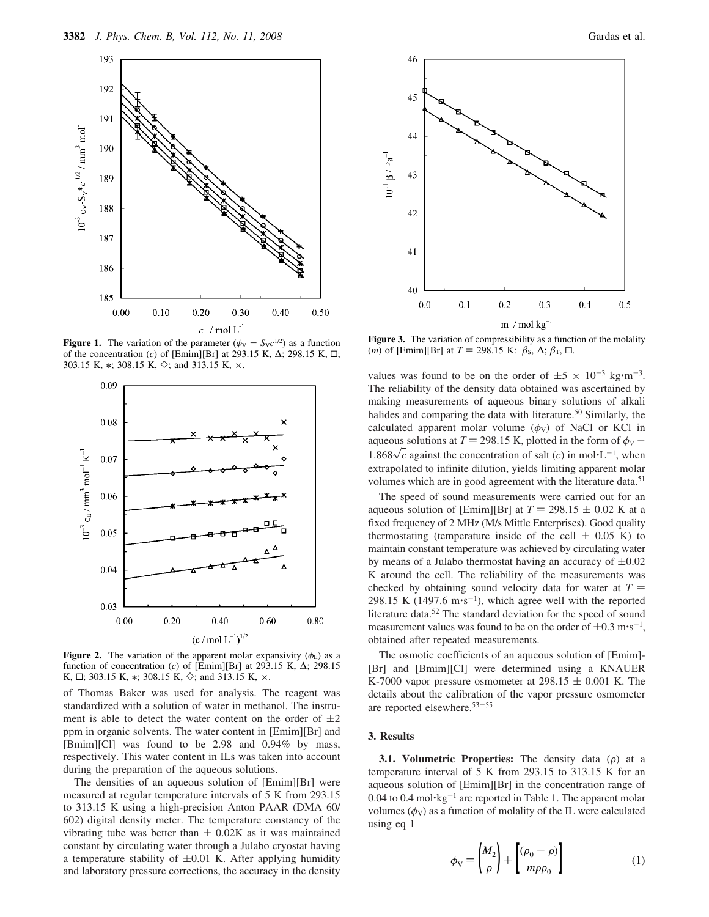**Figure 1.** The variation of the parameter ($\phi_V - S_V c^{1/2}$) as a function of the concentration ($c$) of [Emim][Br] at 293.15 K, Δ; 298.15 K, □; 303.15 K, ∗; 308.15 K, ◇; and 313.15 K, ×.

**Figure 2.** The variation of the apparent molar expansivity ($\phi_E$) as a function of concentration ($c$) of [Emim][Br] at 293.15 K, Δ; 298.15 K, □; 303.15 K, ∗; 308.15 K, ◇; and 313.15 K, ×.

**Figure 3.** The variation of compressibility as a function of the molality ($m$) of [Emim][Br] at $T$ = 298.15 K: $\beta_S$, Δ; $\beta_T$, □.

of Thomas Baker was used for analysis. The reagent was standardized with a solution of water in methanol. The instrument is able to detect the water content on the order of ±2 ppm in organic solvents. The water content in [Emim][Br] and [Bmim][Cl] was found to be 2.98 and 0.94% by mass, respectively. This water content in ILs was taken into account during the preparation of the aqueous solutions.

The densities of an aqueous solution of [Emim][Br] were measured at regular temperature intervals of 5 K from 293.15 to 313.15 K using a high-precision Anton PAAR (DMA 60/602) digital density meter. The temperature constancy of the vibrating tube was better than ± 0.02K as it was maintained constant by circulating water through a Julabo cryostat having a temperature stability of ±0.01 K. After applying humidity and laboratory pressure corrections, the accuracy in the density values was found to be on the order of $\pm 5 \times 10^{-3}$ kg·m$^{-3}$. The reliability of the density data obtained was ascertained by making measurements of aqueous binary solutions of alkali halides and comparing the data with literature.[50] Similarly, the calculated apparent molar volume ($\phi_V$) of NaCl or KCl in aqueous solutions at $T$ = 298.15 K, plotted in the form of $\phi_V - 1.868\sqrt{c}$ against the concentration of salt ($c$) in mol·L$^{-1}$, when extrapolated to infinite dilution, yields limiting apparent molar volumes which are in good agreement with the literature data.[51]

The speed of sound measurements were carried out for an aqueous solution of [Emim][Br] at $T$ = 298.15 ± 0.02 K at a fixed frequency of 2 MHz (M/s Mittle Enterprises). Good quality thermostating (temperature inside of the cell ± 0.05 K) to maintain constant temperature was achieved by circulating water by means of a Julabo thermostat having an accuracy of ±0.02 K around the cell. The reliability of the measurements was checked by obtaining sound velocity data for water at $T$ = 298.15 K (1497.6 m·s$^{-1}$), which agree well with the reported literature data.[52] The standard deviation for the speed of sound measurement values was found to be on the order of ±0.3 m·s$^{-1}$, obtained after repeated measurements.

The osmotic coefficients of an aqueous solution of [Emim]-[Br] and [Bmim][Cl] were determined using a KNAUER K-7000 vapor pressure osmometer at 298.15 ± 0.001 K. The details about the calibration of the vapor pressure osmometer are reported elsewhere.[53-55]

## 3. Results

**3.1. Volumetric Properties:** The density data ($\rho$) at a temperature interval of 5 K from 293.15 to 313.15 K for an aqueous solution of [Emim][Br] in the concentration range of 0.04 to 0.4 mol·kg$^{-1}$ are reported in Table 1. The apparent molar volumes ($\phi_V$) as a function of molality of the IL were calculated using eq 1

$$\phi_V = \left(\frac{M_2}{\rho}\right) + \left[\frac{(\rho_0 - \rho)}{m\rho\rho_0}\right] \quad (1)$$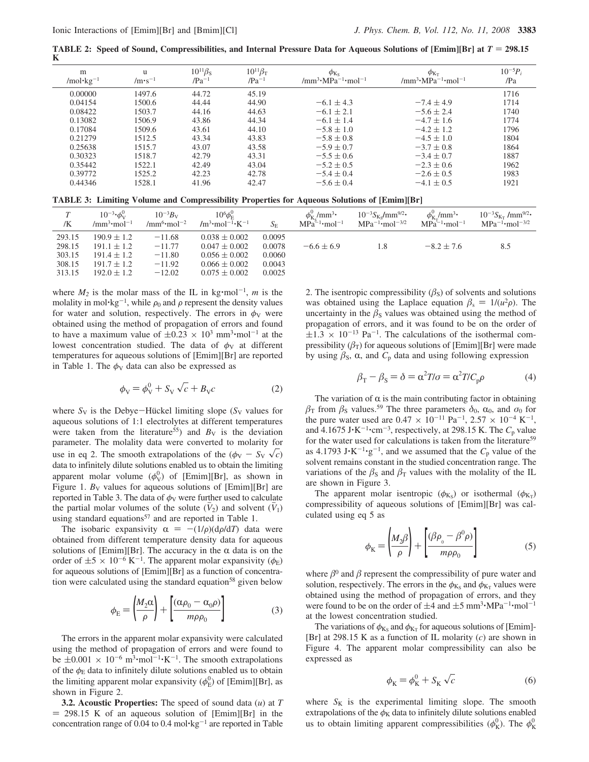**TABLE 2: Speed of Sound, Compressibilities, and Internal Pressure Data for Aqueous Solutions of [Emim][Br] at $T$ = 298.15 K**

| m /mol·kg$^{-1}$ | u /m·s$^{-1}$ | $10^{11}\beta_S$ /Pa$^{-1}$ | $10^{11}\beta_T$ /Pa$^{-1}$ | $\phi_{K_S}$ /mm$^3$·MPa$^{-1}$·mol$^{-1}$ | $\phi_{K_T}$ /mm$^3$·MPa$^{-1}$·mol$^{-1}$ | $10^{-5}P_i$ /Pa |
|---|---|---|---|---|---|---|
| 0.00000 | 1497.6 | 44.72 | 45.19 | | | 1716 |
| 0.04154 | 1500.6 | 44.44 | 44.90 | −6.1 ± 4.3 | −7.4 ± 4.9 | 1714 |
| 0.08422 | 1503.7 | 44.16 | 44.63 | −6.1 ± 2.1 | −5.6 ± 2.4 | 1740 |
| 0.13082 | 1506.9 | 43.86 | 44.34 | −6.1 ± 1.4 | −4.7 ± 1.6 | 1774 |
| 0.17084 | 1509.6 | 43.61 | 44.10 | −5.8 ± 1.0 | −4.2 ± 1.2 | 1796 |
| 0.21279 | 1512.5 | 43.34 | 43.83 | −5.8 ± 0.8 | −4.5 ± 1.0 | 1804 |
| 0.25638 | 1515.7 | 43.07 | 43.58 | −5.9 ± 0.7 | −3.7 ± 0.8 | 1864 |
| 0.30323 | 1518.7 | 42.79 | 43.31 | −5.5 ± 0.6 | −3.4 ± 0.7 | 1887 |
| 0.35442 | 1522.1 | 42.49 | 43.04 | −5.2 ± 0.5 | −2.3 ± 0.6 | 1962 |
| 0.39772 | 1525.2 | 42.23 | 42.78 | −5.4 ± 0.4 | −2.6 ± 0.5 | 1983 |
| 0.44346 | 1528.1 | 41.96 | 42.47 | −5.6 ± 0.4 | −4.1 ± 0.5 | 1921 |

**TABLE 3: Limiting Volume and Compressibility Properties for Aqueous Solutions of [Emim][Br]**

| $T$ /K | $10^{-3}\cdot\phi_V^0$ /mm$^3$·mol$^{-1}$ | $10^{-3}B_V$ /mm$^6$·mol$^{-2}$ | $10^6\phi_E^0$ /m$^3$·mol$^{-1}$·K$^{-1}$ | $S_E$ | $\phi_{K_S}^0$/mm$^3$· MPa$^{-1}$·mol$^{-1}$ | $10^{-3}S_{K_S}$/mm$^{9/2}$· MPa$^{-1}$·mol$^{-3/2}$ | $\phi_{K_T}^0$/mm$^3$· MPa$^{-1}$·mol$^{-1}$ | $10^{-3}S_{K_T}$ /mm$^{9/2}$· MPa$^{-1}$·mol$^{-3/2}$ |
|---|---|---|---|---|---|---|---|---|
| 293.15 | 190.9 ± 1.2 | −11.68 | 0.038 ± 0.002 | 0.0095 | | | | |
| 298.15 | 191.1 ± 1.2 | −11.77 | 0.047 ± 0.002 | 0.0078 | −6.6 ± 6.9 | 1.8 | −8.2 ± 7.6 | 8.5 |
| 303.15 | 191.4 ± 1.2 | −11.80 | 0.056 ± 0.002 | 0.0060 | | | | |
| 308.15 | 191.7 ± 1.2 | −11.92 | 0.066 ± 0.002 | 0.0043 | | | | |
| 313.15 | 192.0 ± 1.2 | −12.02 | 0.075 ± 0.002 | 0.0025 | | | | |

where $M_2$ is the molar mass of the IL in kg·mol$^{-1}$, $m$ is the molality in mol·kg$^{-1}$, while $\rho_0$ and $\rho$ represent the density values for water and solution, respectively. The errors in $\phi_V$ were obtained using the method of propagation of errors and found to have a maximum value of $\pm 0.23 \times 10^3$ mm$^3$·mol$^{-1}$ at the lowest concentration studied. The data of $\phi_V$ at different temperatures for aqueous solutions of [Emim][Br] are reported in Table 1. The $\phi_V$ data can also be expressed as

$$\phi_V = \phi_V^0 + S_V\sqrt{c} + B_V c \tag{2}$$

where $S_V$ is the Debye–Hückel limiting slope ($S_V$ values for aqueous solutions of 1:1 electrolytes at different temperatures were taken from the literature[55]) and $B_V$ is the deviation parameter. The molality data were converted to molarity for use in eq 2. The smooth extrapolations of the ($\phi_V - S_V\sqrt{c}$) data to infinitely dilute solutions enabled us to obtain the limiting apparent molar volume ($\phi_V^0$) of [Emim][Br], as shown in Figure 1. $B_V$ values for aqueous solutions of [Emim][Br] are reported in Table 3. The data of $\phi_V$ were further used to calculate the partial molar volumes of the solute ($\bar{V}_2$) and solvent ($\bar{V}_1$) using standard equations[57] and are reported in Table 1.

The isobaric expansivity $\alpha = -(1/\rho)(\mathrm{d}\rho/\mathrm{d}T)$ data were obtained from different temperature density data for aqueous solutions of [Emim][Br]. The accuracy in the $\alpha$ data is on the order of $\pm 5 \times 10^{-6}$ K$^{-1}$. The apparent molar expansivity ($\phi_E$) for aqueous solutions of [Emim][Br] as a function of concentration were calculated using the standard equation[58] given below

$$\phi_E = \left(\frac{M_2\alpha}{\rho}\right) + \left[\frac{(\alpha\rho_0 - \alpha_0\rho)}{m\rho\rho_0}\right] \tag{3}$$

The errors in the apparent molar expansivity were calculated using the method of propagation of errors and were found to be $\pm 0.001 \times 10^{-6}$ m$^3$·mol$^{-1}$·K$^{-1}$. The smooth extrapolations of the $\phi_E$ data to infinitely dilute solutions enabled us to obtain the limiting apparent molar expansivity ($\phi_E^0$) of [Emim][Br], as shown in Figure 2.

**3.2. Acoustic Properties:** The speed of sound data ($u$) at $T$ = 298.15 K of an aqueous solution of [Emim][Br] in the concentration range of 0.04 to 0.4 mol·kg$^{-1}$ are reported in Table 2. The isentropic compressibility ($\beta_S$) of solvents and solutions was obtained using the Laplace equation $\beta_s = 1/(u^2\rho)$. The uncertainty in the $\beta_S$ values was obtained using the method of propagation of errors, and it was found to be on the order of $\pm 1.3 \times 10^{-13}$ Pa$^{-1}$. The calculations of the isothermal compressibility ($\beta_T$) for aqueous solutions of [Emim][Br] were made by using $\beta_S$, $\alpha$, and $C_p$ data and using following expression

$$\beta_T - \beta_S = \delta = \alpha^2 T/\sigma = \alpha^2 T/C_p\rho \tag{4}$$

The variation of $\alpha$ is the main contributing factor in obtaining $\beta_T$ from $\beta_S$ values.[59] The three parameters $\delta_0$, $\alpha_0$, and $\sigma_0$ for the pure water used are $0.47 \times 10^{-11}$ Pa$^{-1}$, $2.57 \times 10^{-4}$ K$^{-1}$, and 4.1675 J·K$^{-1}$·cm$^{-3}$, respectively, at 298.15 K. The $C_p$ value for the water used for calculations is taken from the literature[59] as 4.1793 J·K$^{-1}$·g$^{-1}$, and we assumed that the $C_p$ value of the solvent remains constant in the studied concentration range. The variations of the $\beta_S$ and $\beta_T$ values with the molality of the IL are shown in Figure 3.

The apparent molar isentropic ($\phi_{K_S}$) or isothermal ($\phi_{K_T}$) compressibility of aqueous solutions of [Emim][Br] was calculated using eq 5 as

$$\phi_K = \left(\frac{M_2\beta}{\rho}\right) + \left[\frac{(\beta\rho_0 - \beta^0\rho)}{m\rho\rho_0}\right] \tag{5}$$

where $\beta^0$ and $\beta$ represent the compressibility of pure water and solution, respectively. The errors in the $\phi_{K_S}$ and $\phi_{K_T}$ values were obtained using the method of propagation of errors, and they were found to be on the order of $\pm 4$ and $\pm 5$ mm$^3$·MPa$^{-1}$·mol$^{-1}$ at the lowest concentration studied.

The variations of $\phi_{K_S}$ and $\phi_{K_T}$ for aqueous solutions of [Emim][Br] at 298.15 K as a function of IL molarity ($c$) are shown in Figure 4. The apparent molar compressibility can also be expressed as

$$\phi_K = \phi_K^0 + S_K\sqrt{c} \tag{6}$$

where $S_K$ is the experimental limiting slope. The smooth extrapolations of the $\phi_K$ data to infinitely dilute solutions enabled us to obtain limiting apparent compressibilities ($\phi_K^0$). The $\phi_K^0$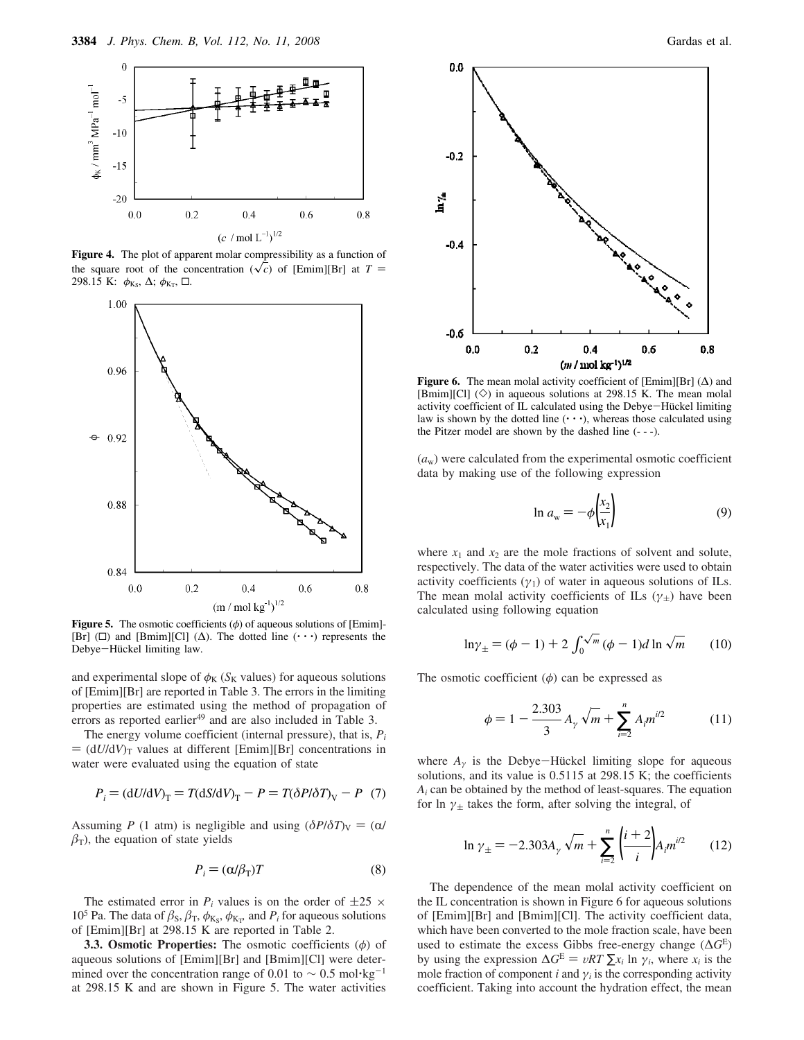**Figure 4.** The plot of apparent molar compressibility as a function of the square root of the concentration ($\sqrt{c}$) of [Emim][Br] at $T$ = 298.15 K: $\phi_{K_S}$, $\Delta$; $\phi_{K_T}$, $\square$.

**Figure 5.** The osmotic coefficients ($\phi$) of aqueous solutions of [Emim][Br] ($\square$) and [Bmim][Cl] ($\Delta$). The dotted line (· · ·) represents the Debye−Hückel limiting law.

and experimental slope of $\phi_K$ ($S_K$ values) for aqueous solutions of [Emim][Br] are reported in Table 3. The errors in the limiting properties are estimated using the method of propagation of errors as reported earlier[49] and are also included in Table 3.

The energy volume coefficient (internal pressure), that is, $P_i = (dU/dV)_T$ values at different [Emim][Br] concentrations in water were evaluated using the equation of state

$$P_i = (dU/dV)_T = T(dS/dV)_T - P = T(\delta P/\delta T)_V - P \quad (7)$$

Assuming $P$ (1 atm) is negligible and using $(\delta P/\delta T)_V = (\alpha/\beta_T)$, the equation of state yields

$$P_i = (\alpha/\beta_T)T \quad (8)$$

The estimated error in $P_i$ values is on the order of $\pm 25 \times 10^5$ Pa. The data of $\beta_S$, $\beta_T$, $\phi_{K_S}$, $\phi_{K_T}$, and $P_i$ for aqueous solutions of [Emim][Br] at 298.15 K are reported in Table 2.

**3.3. Osmotic Properties:** The osmotic coefficients ($\phi$) of aqueous solutions of [Emim][Br] and [Bmim][Cl] were determined over the concentration range of 0.01 to ~ 0.5 mol·kg$^{-1}$ at 298.15 K and are shown in Figure 5. The water activities

**Figure 6.** The mean molal activity coefficient of [Emim][Br] ($\Delta$) and [Bmim][Cl] ($\Diamond$) in aqueous solutions at 298.15 K. The mean molal activity coefficient of IL calculated using the Debye−Hückel limiting law is shown by the dotted line (· · ·), whereas those calculated using the Pitzer model are shown by the dashed line (- - -).

($a_w$) were calculated from the experimental osmotic coefficient data by making use of the following expression

$$\ln a_w = -\phi\left(\frac{x_2}{x_1}\right) \quad (9)$$

where $x_1$ and $x_2$ are the mole fractions of solvent and solute, respectively. The data of the water activities were used to obtain activity coefficients ($\gamma_1$) of water in aqueous solutions of ILs. The mean molal activity coefficients of ILs ($\gamma_\pm$) have been calculated using following equation

$$\ln\gamma_\pm = (\phi - 1) + 2\int_0^{\sqrt{m}} (\phi - 1) d \ln \sqrt{m} \quad (10)$$

The osmotic coefficient ($\phi$) can be expressed as

$$\phi = 1 - \frac{2.303}{3} A_\gamma \sqrt{m} + \sum_{i=2}^{n} A_i m^{i/2} \quad (11)$$

where $A_\gamma$ is the Debye−Hückel limiting slope for aqueous solutions, and its value is 0.5115 at 298.15 K; the coefficients $A_i$ can be obtained by the method of least-squares. The equation for $\ln \gamma_\pm$ takes the form, after solving the integral, of

$$\ln \gamma_\pm = -2.303 A_\gamma \sqrt{m} + \sum_{i=2}^{n} \left(\frac{i+2}{i}\right) A_i m^{i/2} \quad (12)$$

The dependence of the mean molal activity coefficient on the IL concentration is shown in Figure 6 for aqueous solutions of [Emim][Br] and [Bmim][Cl]. The activity coefficient data, which have been converted to the mole fraction scale, have been used to estimate the excess Gibbs free-energy change ($\Delta G^E$) by using the expression $\Delta G^E = \upsilon RT \sum x_i \ln \gamma_i$, where $x_i$ is the mole fraction of component $i$ and $\gamma_i$ is the corresponding activity coefficient. Taking into account the hydration effect, the mean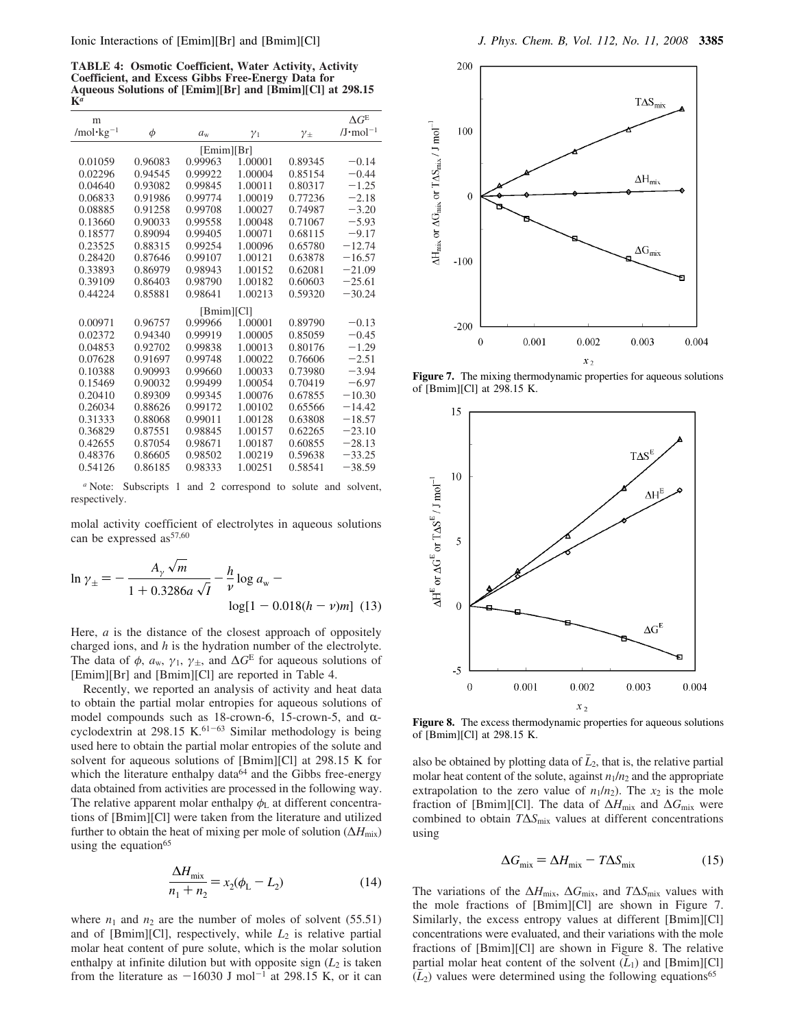**TABLE 4: Osmotic Coefficient, Water Activity, Activity Coefficient, and Excess Gibbs Free-Energy Data for Aqueous Solutions of [Emim][Br] and [Bmim][Cl] at 298.15 K[a]**

| m /mol·kg$^{-1}$ | $\phi$ | $a_w$ | $\gamma_1$ | $\gamma_\pm$ | $\Delta G^E$ /J·mol$^{-1}$ |
|---|---|---|---|---|---|
| [Emim][Br] | | | | | |
| 0.01059 | 0.96083 | 0.99963 | 1.00001 | 0.89345 | −0.14 |
| 0.02296 | 0.94545 | 0.99922 | 1.00004 | 0.85154 | −0.44 |
| 0.04640 | 0.93082 | 0.99845 | 1.00011 | 0.80317 | −1.25 |
| 0.06833 | 0.91986 | 0.99774 | 1.00019 | 0.77236 | −2.18 |
| 0.08885 | 0.91258 | 0.99708 | 1.00027 | 0.74987 | −3.20 |
| 0.13660 | 0.90033 | 0.99558 | 1.00048 | 0.71067 | −5.93 |
| 0.18577 | 0.89094 | 0.99405 | 1.00071 | 0.68115 | −9.17 |
| 0.23525 | 0.88315 | 0.99254 | 1.00096 | 0.65780 | −12.74 |
| 0.28420 | 0.87646 | 0.99107 | 1.00121 | 0.63878 | −16.57 |
| 0.33893 | 0.86979 | 0.98943 | 1.00152 | 0.62081 | −21.09 |
| 0.39109 | 0.86403 | 0.98790 | 1.00182 | 0.60603 | −25.61 |
| 0.44224 | 0.85881 | 0.98641 | 1.00213 | 0.59320 | −30.24 |
| [Bmim][Cl] | | | | | |
| 0.00971 | 0.96757 | 0.99966 | 1.00001 | 0.89790 | −0.13 |
| 0.02372 | 0.94340 | 0.99919 | 1.00005 | 0.85059 | −0.45 |
| 0.04853 | 0.92702 | 0.99838 | 1.00013 | 0.80176 | −1.29 |
| 0.07628 | 0.91697 | 0.99748 | 1.00022 | 0.76606 | −2.51 |
| 0.10388 | 0.90993 | 0.99660 | 1.00033 | 0.73980 | −3.94 |
| 0.15469 | 0.90032 | 0.99499 | 1.00054 | 0.70419 | −6.97 |
| 0.20410 | 0.89309 | 0.99345 | 1.00076 | 0.67855 | −10.30 |
| 0.26034 | 0.88626 | 0.99172 | 1.00102 | 0.65566 | −14.42 |
| 0.31333 | 0.88068 | 0.99011 | 1.00128 | 0.63808 | −18.57 |
| 0.36829 | 0.87551 | 0.98845 | 1.00157 | 0.62265 | −23.10 |
| 0.42655 | 0.87054 | 0.98671 | 1.00187 | 0.60855 | −28.13 |
| 0.48376 | 0.86605 | 0.98502 | 1.00219 | 0.59638 | −33.25 |
| 0.54126 | 0.86185 | 0.98333 | 1.00251 | 0.58541 | −38.59 |

[a] Note: Subscripts 1 and 2 correspond to solute and solvent, respectively.

molal activity coefficient of electrolytes in aqueous solutions can be expressed as[57,60]

$$\ln \gamma_\pm = -\frac{A_\gamma \sqrt{m}}{1 + 0.3286a\sqrt{I}} - \frac{h}{\nu}\log a_w - \log[1 - 0.018(h - \nu)m] \quad (13)$$

Here, $a$ is the distance of the closest approach of oppositely charged ions, and $h$ is the hydration number of the electrolyte. The data of $\phi$, $a_w$, $\gamma_1$, $\gamma_\pm$, and $\Delta G^E$ for aqueous solutions of [Emim][Br] and [Bmim][Cl] are reported in Table 4.

Recently, we reported an analysis of activity and heat data to obtain the partial molar entropies for aqueous solutions of model compounds such as 18-crown-6, 15-crown-5, and α-cyclodextrin at 298.15 K.[61−63] Similar methodology is being used here to obtain the partial molar entropies of the solute and solvent for aqueous solutions of [Bmim][Cl] at 298.15 K for which the literature enthalpy data[64] and the Gibbs free-energy data obtained from activities are processed in the following way. The relative apparent molar enthalpy $\phi_L$ at different concentrations of [Bmim][Cl] were taken from the literature and utilized further to obtain the heat of mixing per mole of solution ($\Delta H_{mix}$) using the equation[65]

$$\frac{\Delta H_{mix}}{n_1 + n_2} = x_2(\phi_L - L_2) \quad (14)$$

where $n_1$ and $n_2$ are the number of moles of solvent (55.51) and of [Bmim][Cl], respectively, while $L_2$ is relative partial molar heat content of pure solute, which is the molar solution enthalpy at infinite dilution but with opposite sign ($L_2$ is taken from the literature as −16030 J mol$^{-1}$ at 298.15 K, or it can

**Figure 7.** The mixing thermodynamic properties for aqueous solutions of [Bmim][Cl] at 298.15 K.

**Figure 8.** The excess thermodynamic properties for aqueous solutions of [Bmim][Cl] at 298.15 K.

also be obtained by plotting data of $\bar{L}_2$, that is, the relative partial molar heat content of the solute, against $n_1/n_2$ and the appropriate extrapolation to the zero value of $n_1/n_2$). The $x_2$ is the mole fraction of [Bmim][Cl]. The data of $\Delta H_{mix}$ and $\Delta G_{mix}$ were combined to obtain $T\Delta S_{mix}$ values at different concentrations using

$$\Delta G_{mix} = \Delta H_{mix} - T\Delta S_{mix} \quad (15)$$

The variations of the $\Delta H_{mix}$, $\Delta G_{mix}$, and $T\Delta S_{mix}$ values with the mole fractions of [Bmim][Cl] are shown in Figure 7. Similarly, the excess entropy values at different [Bmim][Cl] concentrations were evaluated, and their variations with the mole fractions of [Bmim][Cl] are shown in Figure 8. The relative partial molar heat content of the solvent ($\bar{L}_1$) and [Bmim][Cl] ($\bar{L}_2$) values were determined using the following equations[65]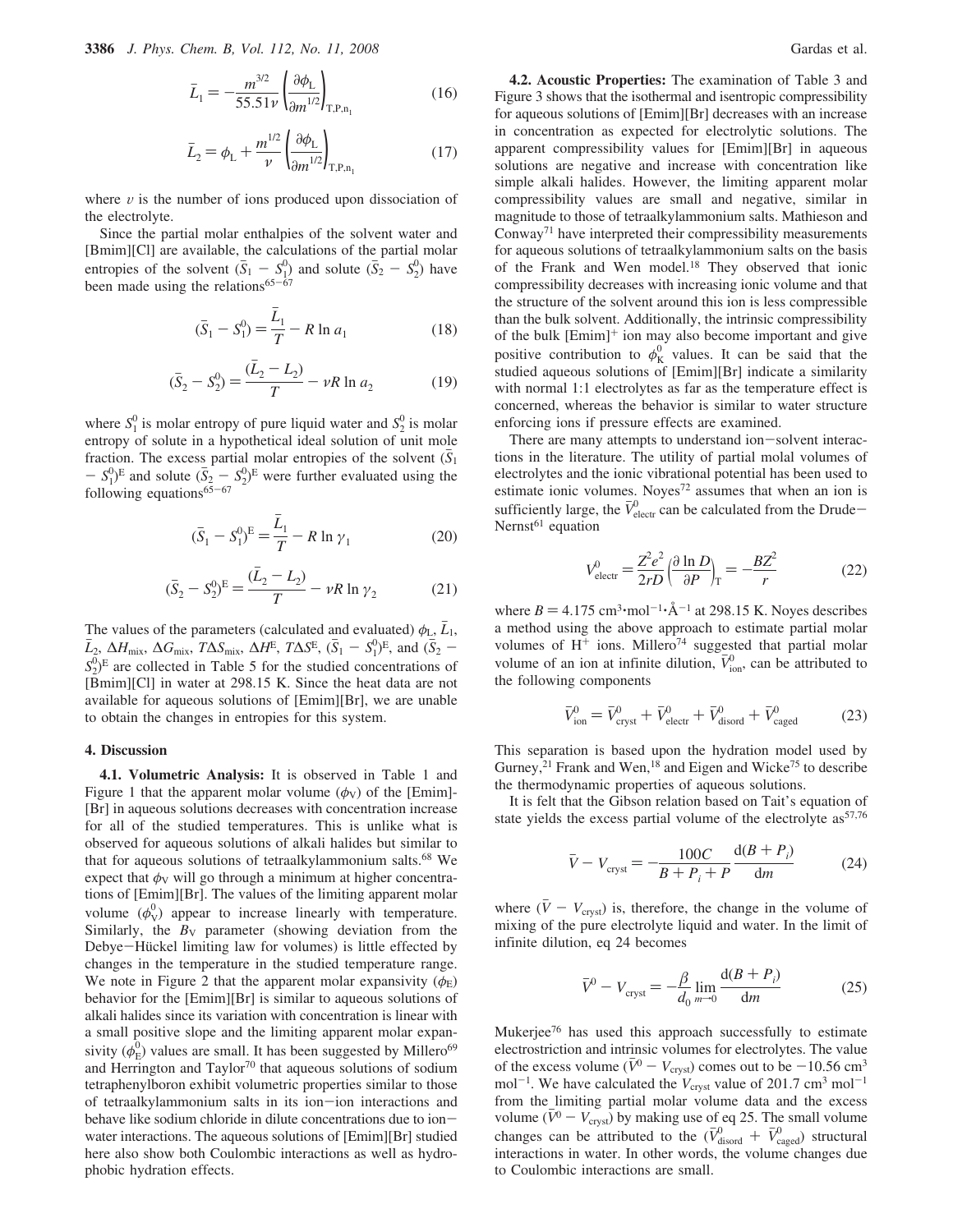$$\bar{L}_1 = -\frac{m^{3/2}}{55.51\nu}\left(\frac{\partial \phi_L}{\partial m^{1/2}}\right)_{T,P,n_1} \tag{16}$$

$$\bar{L}_2 = \phi_L + \frac{m^{1/2}}{\nu}\left(\frac{\partial \phi_L}{\partial m^{1/2}}\right)_{T,P,n_1} \tag{17}$$

where $\nu$ is the number of ions produced upon dissociation of the electrolyte.

Since the partial molar enthalpies of the solvent water and [Bmim][Cl] are available, the calculations of the partial molar entropies of the solvent $(\bar{S}_1 - S_1^0)$ and solute $(\bar{S}_2 - S_2^0)$ have been made using the relations[65-67]

$$(\bar{S}_1 - S_1^0) = \frac{\bar{L}_1}{T} - R \ln a_1 \tag{18}$$

$$(\bar{S}_2 - S_2^0) = \frac{(\bar{L}_2 - L_2)}{T} - \nu R \ln a_2 \tag{19}$$

where $S_1^0$ is molar entropy of pure liquid water and $S_2^0$ is molar entropy of solute in a hypothetical ideal solution of unit mole fraction. The excess partial molar entropies of the solvent $(\bar{S}_1 - S_1^0)^E$ and solute $(\bar{S}_2 - S_2^0)^E$ were further evaluated using the following equations[65-67]

$$(\bar{S}_1 - S_1^0)^E = \frac{\bar{L}_1}{T} - R \ln \gamma_1 \tag{20}$$

$$(\bar{S}_2 - S_2^0)^E = \frac{(\bar{L}_2 - L_2)}{T} - \nu R \ln \gamma_2 \tag{21}$$

The values of the parameters (calculated and evaluated) $\phi_L$, $\bar{L}_1$, $\bar{L}_2$, $\Delta H_{mix}$, $\Delta G_{mix}$, $T\Delta S_{mix}$, $\Delta H^E$, $T\Delta S^E$, $(\bar{S}_1 - S_1^0)^E$, and $(\bar{S}_2 - S_2^0)^E$ are collected in Table 5 for the studied concentrations of [Bmim][Cl] in water at 298.15 K. Since the heat data are not available for aqueous solutions of [Emim][Br], we are unable to obtain the changes in entropies for this system.

## 4. Discussion

**4.1. Volumetric Analysis:** It is observed in Table 1 and Figure 1 that the apparent molar volume ($\phi_V$) of the [Emim]-[Br] in aqueous solutions decreases with concentration increase for all of the studied temperatures. This is unlike what is observed for aqueous solutions of alkali halides but similar to that for aqueous solutions of tetraalkylammonium salts.[68] We expect that $\phi_V$ will go through a minimum at higher concentrations of [Emim][Br]. The values of the limiting apparent molar volume ($\phi_V^0$) appear to increase linearly with temperature. Similarly, the $B_V$ parameter (showing deviation from the Debye–Hückel limiting law for volumes) is little effected by changes in the temperature in the studied temperature range. We note in Figure 2 that the apparent molar expansivity ($\phi_E$) behavior for the [Emim][Br] is similar to aqueous solutions of alkali halides since its variation with concentration is linear with a small positive slope and the limiting apparent molar expansivity ($\phi_E^0$) values are small. It has been suggested by Millero[69] and Herrington and Taylor[70] that aqueous solutions of sodium tetraphenylboron exhibit volumetric properties similar to those of tetraalkylammonium salts in its ion–ion interactions and behave like sodium chloride in dilute concentrations due to ion–water interactions. The aqueous solutions of [Emim][Br] studied here also show both Coulombic interactions as well as hydrophobic hydration effects.

**4.2. Acoustic Properties:** The examination of Table 3 and Figure 3 shows that the isothermal and isentropic compressibility for aqueous solutions of [Emim][Br] decreases with an increase in concentration as expected for electrolytic solutions. The apparent compressibility values for [Emim][Br] in aqueous solutions are negative and increase with concentration like simple alkali halides. However, the limiting apparent molar compressibility values are small and negative, similar in magnitude to those of tetraalkylammonium salts. Mathieson and Conway[71] have interpreted their compressibility measurements for aqueous solutions of tetraalkylammonium salts on the basis of the Frank and Wen model.[18] They observed that ionic compressibility decreases with increasing ionic volume and that the structure of the solvent around this ion is less compressible than the bulk solvent. Additionally, the intrinsic compressibility of the bulk $[Emim]^+$ ion may also become important and give positive contribution to $\phi_K^0$ values. It can be said that the studied aqueous solutions of [Emim][Br] indicate a similarity with normal 1:1 electrolytes as far as the temperature effect is concerned, whereas the behavior is similar to water structure enforcing ions if pressure effects are examined.

There are many attempts to understand ion–solvent interactions in the literature. The utility of partial molal volumes of electrolytes and the ionic vibrational potential has been used to estimate ionic volumes. Noyes[72] assumes that when an ion is sufficiently large, the $\bar{V}_{electr}^0$ can be calculated from the Drude–Nernst[61] equation

$$V_{electr}^0 = \frac{Z^2 e^2}{2rD}\left(\frac{\partial \ln D}{\partial P}\right)_T = -\frac{BZ^2}{r} \tag{22}$$

where $B = 4.175$ cm$^3$·mol$^{-1}$·Å$^{-1}$ at 298.15 K. Noyes describes a method using the above approach to estimate partial molar volumes of $H^+$ ions. Millero[74] suggested that partial molar volume of an ion at infinite dilution, $\bar{V}_{ion}^0$, can be attributed to the following components

$$\bar{V}_{ion}^0 = \bar{V}_{cryst}^0 + \bar{V}_{electr}^0 + \bar{V}_{disord}^0 + \bar{V}_{caged}^0 \tag{23}$$

This separation is based upon the hydration model used by Gurney,[21] Frank and Wen,[18] and Eigen and Wicke[75] to describe the thermodynamic properties of aqueous solutions.

It is felt that the Gibson relation based on Tait's equation of state yields the excess partial volume of the electrolyte as[57,76]

$$\bar{V} - V_{cryst} = -\frac{100C}{B + P_i + P}\frac{d(B + P_i)}{dm} \tag{24}$$

where $(\bar{V} - V_{cryst})$ is, therefore, the change in the volume of mixing of the pure electrolyte liquid and water. In the limit of infinite dilution, eq 24 becomes

$$\bar{V}^0 - V_{cryst} = -\frac{\beta}{d_0}\lim_{m \to 0}\frac{d(B + P_i)}{dm} \tag{25}$$

Mukerjee[76] has used this approach successfully to estimate electrostriction and intrinsic volumes for electrolytes. The value of the excess volume $(\bar{V}^0 - V_{cryst})$ comes out to be $-10.56$ cm$^3$ mol$^{-1}$. We have calculated the $V_{cryst}$ value of 201.7 cm$^3$ mol$^{-1}$ from the limiting partial molar volume data and the excess volume $(\bar{V}^0 - V_{cryst})$ by making use of eq 25. The small volume changes can be attributed to the $(\bar{V}_{disord}^0 + \bar{V}_{caged}^0)$ structural interactions in water. In other words, the volume changes due to Coulombic interactions are small.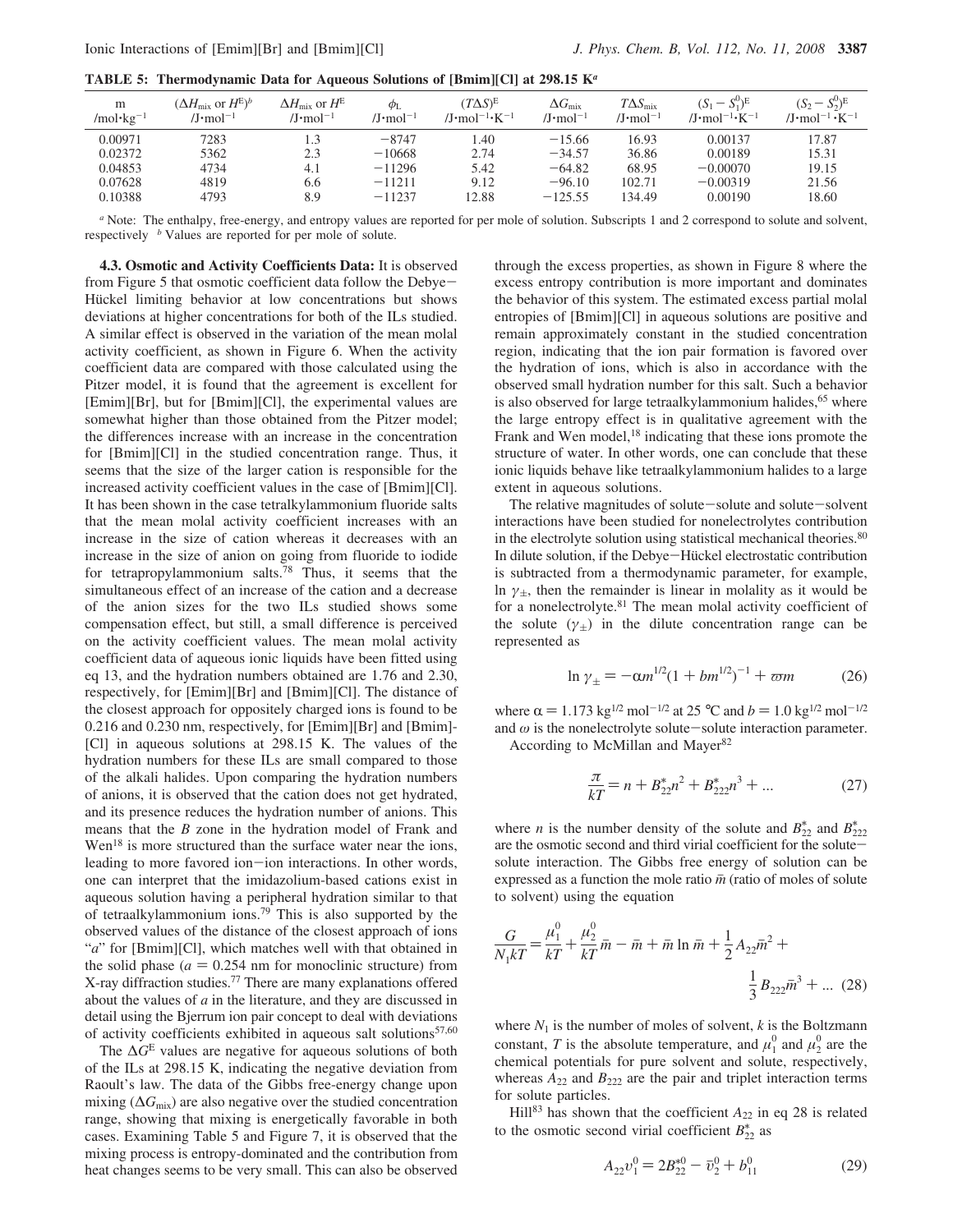**TABLE 5: Thermodynamic Data for Aqueous Solutions of [Bmim][Cl] at 298.15 K[a]**

| m /mol·kg$^{-1}$ | ($\Delta H_{mix}$ or $H^E$)[b] /J·mol$^{-1}$ | $\Delta H_{mix}$ or $H^E$ /J·mol$^{-1}$ | $\phi_L$ /J·mol$^{-1}$ | $(T\Delta S)^E$ /J·mol$^{-1}$·K$^{-1}$ | $\Delta G_{mix}$ /J·mol$^{-1}$ | $T\Delta S_{mix}$ /J·mol$^{-1}$ | $(S_1 - S_1^0)^E$ /J·mol$^{-1}$·K$^{-1}$ | $(S_2 - S_2^0)^E$ /J·mol$^{-1}$·K$^{-1}$ |
|---|---|---|---|---|---|---|---|---|
| 0.00971 | 7283 | 1.3 | −8747 | 1.40 | −15.66 | 16.93 | 0.00137 | 17.87 |
| 0.02372 | 5362 | 2.3 | −10668 | 2.74 | −34.57 | 36.86 | 0.00189 | 15.31 |
| 0.04853 | 4734 | 4.1 | −11296 | 5.42 | −64.82 | 68.95 | −0.00070 | 19.15 |
| 0.07628 | 4819 | 6.6 | −11211 | 9.12 | −96.10 | 102.71 | −0.00319 | 21.56 |
| 0.10388 | 4793 | 8.9 | −11237 | 12.88 | −125.55 | 134.49 | 0.00190 | 18.60 |

[a] Note: The enthalpy, free-energy, and entropy values are reported for per mole of solution. Subscripts 1 and 2 correspond to solute and solvent, respectively [b] Values are reported for per mole of solute.

**4.3. Osmotic and Activity Coefficients Data:** It is observed from Figure 5 that osmotic coefficient data follow the Debye−Hückel limiting behavior at low concentrations but shows deviations at higher concentrations for both of the ILs studied. A similar effect is observed in the variation of the mean molal activity coefficient, as shown in Figure 6. When the activity coefficient data are compared with those calculated using the Pitzer model, it is found that the agreement is excellent for [Emim][Br], but for [Bmim][Cl], the experimental values are somewhat higher than those obtained from the Pitzer model; the differences increase with an increase in the concentration for [Bmim][Cl] in the studied concentration range. Thus, it seems that the size of the larger cation is responsible for the increased activity coefficient values in the case of [Bmim][Cl]. It has been shown in the case tetralkylammonium fluoride salts that the mean molal activity coefficient increases with an increase in the size of cation whereas it decreases with an increase in the size of anion on going from fluoride to iodide for tetrapropylammonium salts.[78] Thus, it seems that the simultaneous effect of an increase of the cation and a decrease of the anion sizes for the two ILs studied shows some compensation effect, but still, a small difference is perceived on the activity coefficient values. The mean molal activity coefficient data of aqueous ionic liquids have been fitted using eq 13, and the hydration numbers obtained are 1.76 and 2.30, respectively, for [Emim][Br] and [Bmim][Cl]. The distance of the closest approach for oppositely charged ions is found to be 0.216 and 0.230 nm, respectively, for [Emim][Br] and [Bmim]-[Cl] in aqueous solutions at 298.15 K. The values of the hydration numbers for these ILs are small compared to those of the alkali halides. Upon comparing the hydration numbers of anions, it is observed that the cation does not get hydrated, and its presence reduces the hydration number of anions. This means that the *B* zone in the hydration model of Frank and Wen[18] is more structured than the surface water near the ions, leading to more favored ion−ion interactions. In other words, one can interpret that the imidazolium-based cations exist in aqueous solution having a peripheral hydration similar to that of tetraalkylammonium ions.[79] This is also supported by the observed values of the distance of the closest approach of ions "*a*" for [Bmim][Cl], which matches well with that obtained in the solid phase ($a$ = 0.254 nm for monoclinic structure) from X-ray diffraction studies.[77] There are many explanations offered about the values of *a* in the literature, and they are discussed in detail using the Bjerrum ion pair concept to deal with deviations of activity coefficients exhibited in aqueous salt solutions[57,60]

The $\Delta G^E$ values are negative for aqueous solutions of both of the ILs at 298.15 K, indicating the negative deviation from Raoult's law. The data of the Gibbs free-energy change upon mixing ($\Delta G_{mix}$) are also negative over the studied concentration range, showing that mixing is energetically favorable in both cases. Examining Table 5 and Figure 7, it is observed that the mixing process is entropy-dominated and the contribution from heat changes seems to be very small. This can also be observed through the excess properties, as shown in Figure 8 where the excess entropy contribution is more important and dominates the behavior of this system. The estimated excess partial molal entropies of [Bmim][Cl] in aqueous solutions are positive and remain approximately constant in the studied concentration region, indicating that the ion pair formation is favored over the hydration of ions, which is also in accordance with the observed small hydration number for this salt. Such a behavior is also observed for large tetraalkylammonium halides,[65] where the large entropy effect is in qualitative agreement with the Frank and Wen model,[18] indicating that these ions promote the structure of water. In other words, one can conclude that these ionic liquids behave like tetraalkylammonium halides to a large extent in aqueous solutions.

The relative magnitudes of solute−solute and solute−solvent interactions have been studied for nonelectrolytes contribution in the electrolyte solution using statistical mechanical theories.[80] In dilute solution, if the Debye−Hückel electrostatic contribution is subtracted from a thermodynamic parameter, for example, $\ln \gamma_\pm$, then the remainder is linear in molality as it would be for a nonelectrolyte.[81] The mean molal activity coefficient of the solute ($\gamma_\pm$) in the dilute concentration range can be represented as

$$\ln \gamma_\pm = -\alpha m^{1/2}(1 + bm^{1/2})^{-1} + \varpi m \tag{26}$$

where $\alpha$ = 1.173 kg$^{1/2}$ mol$^{-1/2}$ at 25 °C and $b$ = 1.0 kg$^{1/2}$ mol$^{-1/2}$ and $\omega$ is the nonelectrolyte solute−solute interaction parameter.

According to McMillan and Mayer[82]

$$\frac{\pi}{kT} = n + B_{22}^* n^2 + B_{222}^* n^3 + ... \tag{27}$$

where $n$ is the number density of the solute and $B_{22}^*$ and $B_{222}^*$ are the osmotic second and third virial coefficient for the solute−solute interaction. The Gibbs free energy of solution can be expressed as a function the mole ratio $\bar{m}$ (ratio of moles of solute to solvent) using the equation

$$\frac{G}{N_1 kT} = \frac{\mu_1^0}{kT} + \frac{\mu_2^0}{kT}\bar{m} - \bar{m} + \bar{m}\ln\bar{m} + \frac{1}{2}A_{22}\bar{m}^2 + \frac{1}{3}B_{222}\bar{m}^3 + ... \tag{28}$$

where $N_1$ is the number of moles of solvent, $k$ is the Boltzmann constant, $T$ is the absolute temperature, and $\mu_1^0$ and $\mu_2^0$ are the chemical potentials for pure solvent and solute, respectively, whereas $A_{22}$ and $B_{222}$ are the pair and triplet interaction terms for solute particles.

Hill[83] has shown that the coefficient $A_{22}$ in eq 28 is related to the osmotic second virial coefficient $B_{22}^*$ as

$$A_{22}v_1^0 = 2B_{22}^{*0} - \bar{v}_2^0 + b_{11}^0 \tag{29}$$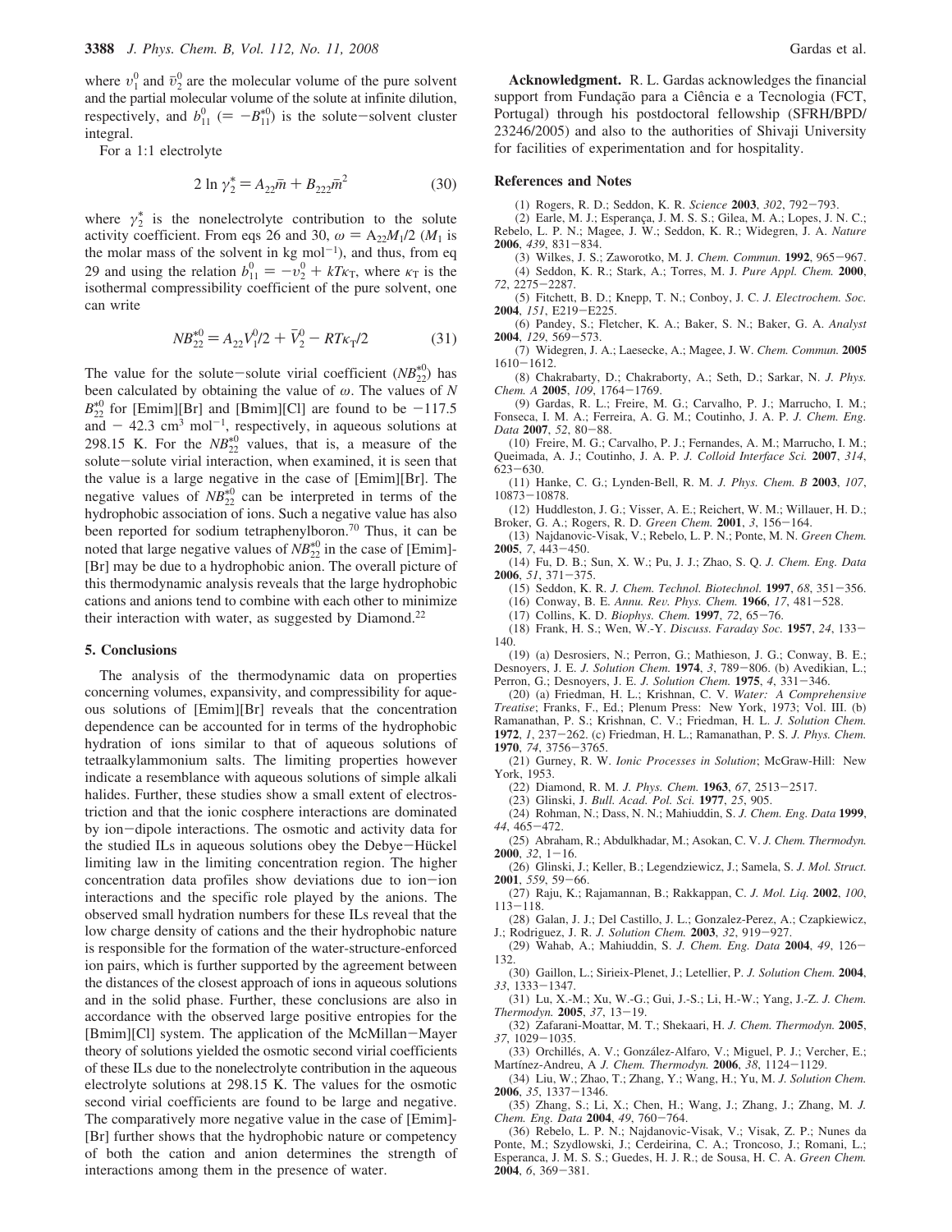where $v_1^0$ and $\bar{v}_2^0$ are the molecular volume of the pure solvent and the partial molecular volume of the solute at infinite dilution, respectively, and $b_{11}^0$ $(= -B_{11}^{*0})$ is the solute–solvent cluster integral.

For a 1:1 electrolyte

$$2 \ln \gamma_2^* = A_{22}\bar{m} + B_{222}\bar{m}^2 \tag{30}$$

where $\gamma_2^*$ is the nonelectrolyte contribution to the solute activity coefficient. From eqs 26 and 30, $\omega = A_{22}M_1/2$ ($M_1$ is the molar mass of the solvent in kg mol$^{-1}$), and thus, from eq 29 and using the relation $b_{11}^0 = -v_2^0 + kT\kappa_T$, where $\kappa_T$ is the isothermal compressibility coefficient of the pure solvent, one can write

$$NB_{22}^{*0} = A_{22}V_1^0/2 + \bar{V}_2^0 - RT\kappa_T/2 \tag{31}$$

The value for the solute–solute virial coefficient ($NB_{22}^{*0}$) has been calculated by obtaining the value of $\omega$. The values of $N$ $B_{22}^{*0}$ for [Emim][Br] and [Bmim][Cl] are found to be $-117.5$ and $-42.3$ cm$^3$ mol$^{-1}$, respectively, in aqueous solutions at 298.15 K. For the $NB_{22}^{*0}$ values, that is, a measure of the solute–solute virial interaction, when examined, it is seen that the value is a large negative in the case of [Emim][Br]. The negative values of $NB_{22}^{*0}$ can be interpreted in terms of the hydrophobic association of ions. Such a negative value has also been reported for sodium tetraphenylboron.[70] Thus, it can be noted that large negative values of $NB_{22}^{*0}$ in the case of [Emim]-[Br] may be due to a hydrophobic anion. The overall picture of this thermodynamic analysis reveals that the large hydrophobic cations and anions tend to combine with each other to minimize their interaction with water, as suggested by Diamond.[22]

## 5. Conclusions

The analysis of the thermodynamic data on properties concerning volumes, expansivity, and compressibility for aqueous solutions of [Emim][Br] reveals that the concentration dependence can be accounted for in terms of the hydrophobic hydration of ions similar to that of aqueous solutions of tetraalkylammonium salts. The limiting properties however indicate a resemblance with aqueous solutions of simple alkali halides. Further, these studies show a small extent of electrostriction and that the ionic cosphere interactions are dominated by ion–dipole interactions. The osmotic and activity data for the studied ILs in aqueous solutions obey the Debye–Hückel limiting law in the limiting concentration region. The higher concentration data profiles show deviations due to ion–ion interactions and the specific role played by the anions. The observed small hydration numbers for these ILs reveal that the low charge density of cations and their hydrophobic nature is responsible for the formation of the water-structure-enforced ion pairs, which is further supported by the agreement between the distances of the closest approach of ions in aqueous solutions and in the solid phase. Further, these conclusions are also in accordance with the observed large positive entropies for the [Bmim][Cl] system. The application of the McMillan–Mayer theory of solutions yielded the osmotic second virial coefficients of these ILs due to the nonelectrolyte contribution in the aqueous electrolyte solutions at 298.15 K. The values for the osmotic second virial coefficients are found to be large and negative. The comparatively more negative value in the case of [Emim]-[Br] further shows that the hydrophobic nature or competency of both the cation and anion determines the strength of interactions among them in the presence of water.

**Acknowledgment.** R. L. Gardas acknowledges the financial support from Fundação para a Ciência e a Tecnologia (FCT, Portugal) through his postdoctoral fellowship (SFRH/BPD/23246/2005) and also to the authorities of Shivaji University for facilities of experimentation and for hospitality.

## References and Notes

(1) Rogers, R. D.; Seddon, K. R. *Science* **2003**, *302*, 792–793.

(2) Earle, M. J.; Esperança, J. M. S. S.; Gilea, M. A.; Lopes, J. N. C.; Rebelo, L. P. N.; Magee, J. W.; Seddon, K. R.; Widegren, J. A. *Nature* **2006**, *439*, 831–834.

(3) Wilkes, J. S.; Zaworotko, M. J. *Chem. Commun.* **1992**, 965–967.

(4) Seddon, K. R.; Stark, A.; Torres, M. J. *Pure Appl. Chem.* **2000**, *72*, 2275–2287.

(5) Fitchett, B. D.; Knepp, T. N.; Conboy, J. C. *J. Electrochem. Soc.* **2004**, *151*, E219–E225.

(6) Pandey, S.; Fletcher, K. A.; Baker, S. N.; Baker, G. A. *Analyst* **2004**, *129*, 569–573.

(7) Widegren, J. A.; Laesecke, A.; Magee, J. W. *Chem. Commun.* **2005** 1610–1612.

(8) Chakrabarty, D.; Chakraborty, A.; Seth, D.; Sarkar, N. *J. Phys. Chem. A* **2005**, *109*, 1764–1769.

(9) Gardas, R. L.; Freire, M. G.; Carvalho, P. J.; Marrucho, I. M.; Fonseca, I. M. A.; Ferreira, A. G. M.; Coutinho, J. A. P. *J. Chem. Eng. Data* **2007**, *52*, 80–88.

(10) Freire, M. G.; Carvalho, P. J.; Fernandes, A. M.; Marrucho, I. M.; Queimada, A. J.; Coutinho, J. A. P. *J. Colloid Interface Sci.* **2007**, *314*, 623–630.

(11) Hanke, C. G.; Lynden-Bell, R. M. *J. Phys. Chem. B* **2003**, *107*, 10873–10878.

(12) Huddleston, J. G.; Visser, A. E.; Reichert, W. M.; Willauer, H. D.; Broker, G. A.; Rogers, R. D. *Green Chem.* **2001**, *3*, 156–164.

(13) Najdanovic-Visak, V.; Rebelo, L. P. N.; Ponte, M. N. *Green Chem.* **2005**, *7*, 443–450.

(14) Fu, D. B.; Sun, X. W.; Pu, J. J.; Zhao, S. Q. *J. Chem. Eng. Data* **2006**, *51*, 371–375.

(15) Seddon, K. R. *J. Chem. Technol. Biotechnol.* **1997**, *68*, 351–356.

(16) Conway, B. E. *Annu. Rev. Phys. Chem.* **1966**, *17*, 481–528.

(17) Collins, K. D. *Biophys. Chem.* **1997**, *72*, 65–76.

(18) Frank, H. S.; Wen, W.-Y. *Discuss. Faraday Soc.* **1957**, *24*, 133–140.

(19) (a) Desrosiers, N.; Perron, G.; Mathieson, J. G.; Conway, B. E.; Desnoyers, J. E. *J. Solution Chem.* **1974**, *3*, 789–806. (b) Avedikian, L.; Perron, G.; Desnoyers, J. E. *J. Solution Chem.* **1975**, *4*, 331–346.

(20) (a) Friedman, H. L.; Krishnan, C. V. *Water: A Comprehensive Treatise*; Franks, F., Ed.; Plenum Press: New York, 1973; Vol. III. (b) Ramanathan, P. S.; Krishnan, C. V.; Friedman, H. L. *J. Solution Chem.* **1972**, *1*, 237–262. (c) Friedman, H. L.; Ramanathan, P. S. *J. Phys. Chem.* **1970**, *74*, 3756–3765.

(21) Gurney, R. W. *Ionic Processes in Solution*; McGraw-Hill: New York, 1953.

(22) Diamond, R. M. *J. Phys. Chem.* **1963**, *67*, 2513–2517.

(23) Glinski, J. *Bull. Acad. Pol. Sci.* **1977**, *25*, 905.

(24) Rohman, N.; Dass, N. N.; Mahiuddin, S. *J. Chem. Eng. Data* **1999**, *44*, 465–472.

(25) Abraham, R.; Abdulkhadar, M.; Asokan, C. V. *J. Chem. Thermodyn.* **2000**, *32*, 1–16.

(26) Glinski, J.; Keller, B.; Legendziewicz, J.; Samela, S. *J. Mol. Struct.* **2001**, *559*, 59–66.

(27) Raju, K.; Rajamannan, B.; Rakkappan, C. *J. Mol. Liq.* **2002**, *100*, 113–118.

(28) Galan, J. J.; Del Castillo, J. L.; Gonzalez-Perez, A.; Czapkiewicz, J.; Rodriguez, J. R. *J. Solution Chem.* **2003**, *32*, 919–927.

(29) Wahab, A.; Mahiuddin, S. *J. Chem. Eng. Data* **2004**, *49*, 126–132.

(30) Gaillon, L.; Sirieix-Plenet, J.; Letellier, P. *J. Solution Chem.* **2004**, *33*, 1333–1347.

(31) Lu, X.-M.; Xu, W.-G.; Gui, J.-S.; Li, H.-W.; Yang, J.-Z. *J. Chem. Thermodyn.* **2005**, *37*, 13–19.

(32) Zafarani-Moattar, M. T.; Shekaari, H. *J. Chem. Thermodyn.* **2005**, *37*, 1029–1035.

(33) Orchillés, A. V.; González-Alfaro, V.; Miguel, P. J.; Vercher, E.; Martínez-Andreu, A *J. Chem. Thermodyn.* **2006**, *38*, 1124–1129.

(34) Liu, W.; Zhao, T.; Zhang, Y.; Wang, H.; Yu, M. *J. Solution Chem.* **2006**, *35*, 1337–1346.

(35) Zhang, S.; Li, X.; Chen, H.; Wang, J.; Zhang, J.; Zhang, M. *J. Chem. Eng. Data* **2004**, *49*, 760–764.

(36) Rebelo, L. P. N.; Najdanovic-Visak, V.; Visak, Z. P.; Nunes da Ponte, M.; Szydlowski, J.; Cerdeirina, C. A.; Troncoso, J.; Romani, L.; Esperanca, J. M. S. S.; Guedes, H. J. R.; de Sousa, H. C. A. *Green Chem.* **2004**, *6*, 369–381.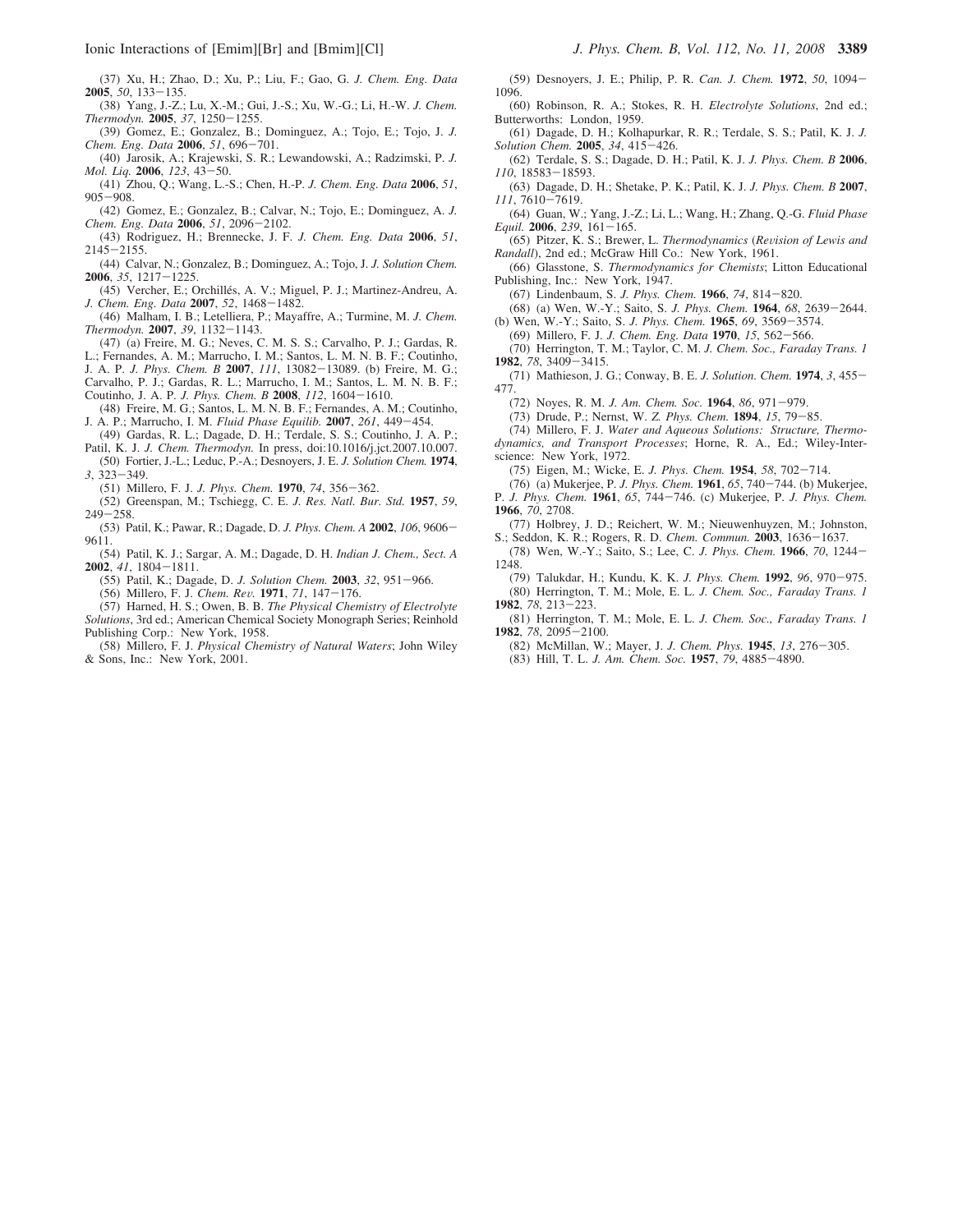(37) Xu, H.; Zhao, D.; Xu, P.; Liu, F.; Gao, G. *J. Chem. Eng. Data* **2005**, *50*, 133−135.

(38) Yang, J.-Z.; Lu, X.-M.; Gui, J.-S.; Xu, W.-G.; Li, H.-W. *J. Chem. Thermodyn.* **2005**, *37*, 1250−1255.

(39) Gomez, E.; Gonzalez, B.; Dominguez, A.; Tojo, E.; Tojo, J. *J. Chem. Eng. Data* **2006**, *51*, 696−701.

(40) Jarosik, A.; Krajewski, S. R.; Lewandowski, A.; Radzimski, P. *J. Mol. Liq.* **2006**, *123*, 43−50.

(41) Zhou, Q.; Wang, L.-S.; Chen, H.-P. *J. Chem. Eng. Data* **2006**, *51*, 905−908.

(42) Gomez, E.; Gonzalez, B.; Calvar, N.; Tojo, E.; Dominguez, A. *J. Chem. Eng. Data* **2006**, *51*, 2096−2102.

(43) Rodriguez, H.; Brennecke, J. F. *J. Chem. Eng. Data* **2006**, *51*, 2145−2155.

(44) Calvar, N.; Gonzalez, B.; Dominguez, A.; Tojo, J. *J. Solution Chem.* **2006**, *35*, 1217−1225.

(45) Vercher, E.; Orchillés, A. V.; Miguel, P. J.; Martinez-Andreu, A. *J. Chem. Eng. Data* **2007**, *52*, 1468−1482.

(46) Malham, I. B.; Letelliera, P.; Mayaffre, A.; Turmine, M. *J. Chem. Thermodyn.* **2007**, *39*, 1132−1143.

(47) (a) Freire, M. G.; Neves, C. M. S. S.; Carvalho, P. J.; Gardas, R. L.; Fernandes, A. M.; Marrucho, I. M.; Santos, L. M. N. B. F.; Coutinho, J. A. P. *J. Phys. Chem. B* **2007**, *111*, 13082−13089. (b) Freire, M. G.; Carvalho, P. J.; Gardas, R. L.; Marrucho, I. M.; Santos, L. M. N. B. F.; Coutinho, J. A. P. *J. Phys. Chem. B* **2008**, *112*, 1604−1610.

(48) Freire, M. G.; Santos, L. M. N. B. F.; Fernandes, A. M.; Coutinho, J. A. P.; Marrucho, I. M. *Fluid Phase Equilib.* **2007**, *261*, 449−454.

(49) Gardas, R. L.; Dagade, D. H.; Terdale, S. S.; Coutinho, J. A. P.; Patil, K. J. *J. Chem. Thermodyn.* In press, doi:10.1016/j.jct.2007.10.007.

(50) Fortier, J.-L.; Leduc, P.-A.; Desnoyers, J. E. *J. Solution Chem.* **1974**, *3*, 323−349.

(51) Millero, F. J. *J. Phys. Chem.* **1970**, *74*, 356−362.

(52) Greenspan, M.; Tschiegg, C. E. *J. Res. Natl. Bur. Std.* **1957**, *59*, 249−258.

(53) Patil, K.; Pawar, R.; Dagade, D. *J. Phys. Chem. A* **2002**, *106*, 9606−9611.

(54) Patil, K. J.; Sargar, A. M.; Dagade, D. H. *Indian J. Chem., Sect. A* **2002**, *41*, 1804−1811.

(55) Patil, K.; Dagade, D. *J. Solution Chem.* **2003**, *32*, 951−966.

(56) Millero, F. J. *Chem. Rev.* **1971**, *71*, 147−176.

(57) Harned, H. S.; Owen, B. B. *The Physical Chemistry of Electrolyte Solutions*, 3rd ed.; American Chemical Society Monograph Series; Reinhold Publishing Corp.: New York, 1958.

(58) Millero, F. J. *Physical Chemistry of Natural Waters*; John Wiley & Sons, Inc.: New York, 2001.

(59) Desnoyers, J. E.; Philip, P. R. *Can. J. Chem.* **1972**, *50*, 1094−1096.

(60) Robinson, R. A.; Stokes, R. H. *Electrolyte Solutions*, 2nd ed.; Butterworths: London, 1959.

(61) Dagade, D. H.; Kolhapurkar, R. R.; Terdale, S. S.; Patil, K. J. *J. Solution Chem.* **2005**, *34*, 415−426.

(62) Terdale, S. S.; Dagade, D. H.; Patil, K. J. *J. Phys. Chem. B* **2006**, *110*, 18583−18593.

(63) Dagade, D. H.; Shetake, P. K.; Patil, K. J. *J. Phys. Chem. B* **2007**, *111*, 7610−7619.

(64) Guan, W.; Yang, J.-Z.; Li, L.; Wang, H.; Zhang, Q.-G. *Fluid Phase Equil.* **2006**, *239*, 161−165.

(65) Pitzer, K. S.; Brewer, L. *Thermodynamics* (*Revision of Lewis and Randall*), 2nd ed.; McGraw Hill Co.: New York, 1961.

(66) Glasstone, S. *Thermodynamics for Chemists*; Litton Educational Publishing, Inc.: New York, 1947.

(67) Lindenbaum, S. *J. Phys. Chem.* **1966**, *74*, 814−820.

(68) (a) Wen, W.-Y.; Saito, S. *J. Phys. Chem.* **1964**, *68*, 2639−2644. (b) Wen, W.-Y.; Saito, S. *J. Phys. Chem.* **1965**, *69*, 3569−3574.

(69) Millero, F. J. *J. Chem. Eng. Data* **1970**, *15*, 562−566.

(70) Herrington, T. M.; Taylor, C. M. *J. Chem. Soc., Faraday Trans. 1* **1982**, *78*, 3409−3415.

(71) Mathieson, J. G.; Conway, B. E. *J. Solution. Chem.* **1974**, *3*, 455−477.

(72) Noyes, R. M. *J. Am. Chem. Soc.* **1964**, *86*, 971−979.

(73) Drude, P.; Nernst, W. *Z. Phys. Chem.* **1894**, *15*, 79−85.

(74) Millero, F. J. *Water and Aqueous Solutions: Structure, Thermodynamics, and Transport Processes*; Horne, R. A., Ed.; Wiley-Interscience: New York, 1972.

(75) Eigen, M.; Wicke, E. *J. Phys. Chem.* **1954**, *58*, 702−714.

(76) (a) Mukerjee, P. *J. Phys. Chem.* **1961**, *65*, 740−744. (b) Mukerjee, P. *J. Phys. Chem.* **1961**, *65*, 744−746. (c) Mukerjee, P. *J. Phys. Chem.* **1966**, *70*, 2708.

(77) Holbrey, J. D.; Reichert, W. M.; Nieuwenhuyzen, M.; Johnston, S.; Seddon, K. R.; Rogers, R. D. *Chem. Commun.* **2003**, 1636−1637.

(78) Wen, W.-Y.; Saito, S.; Lee, C. *J. Phys. Chem.* **1966**, *70*, 1244−1248.

(79) Talukdar, H.; Kundu, K. K. *J. Phys. Chem.* **1992**, *96*, 970−975.

(80) Herrington, T. M.; Mole, E. L. *J. Chem. Soc., Faraday Trans. 1* **1982**, *78*, 213−223.

(81) Herrington, T. M.; Mole, E. L. *J. Chem. Soc., Faraday Trans. 1* **1982**, *78*, 2095−2100.

(82) McMillan, W.; Mayer, J. *J. Chem. Phys.* **1945**, *13*, 276−305.

(83) Hill, T. L. *J. Am. Chem. Soc.* **1957**, *79*, 4885−4890.